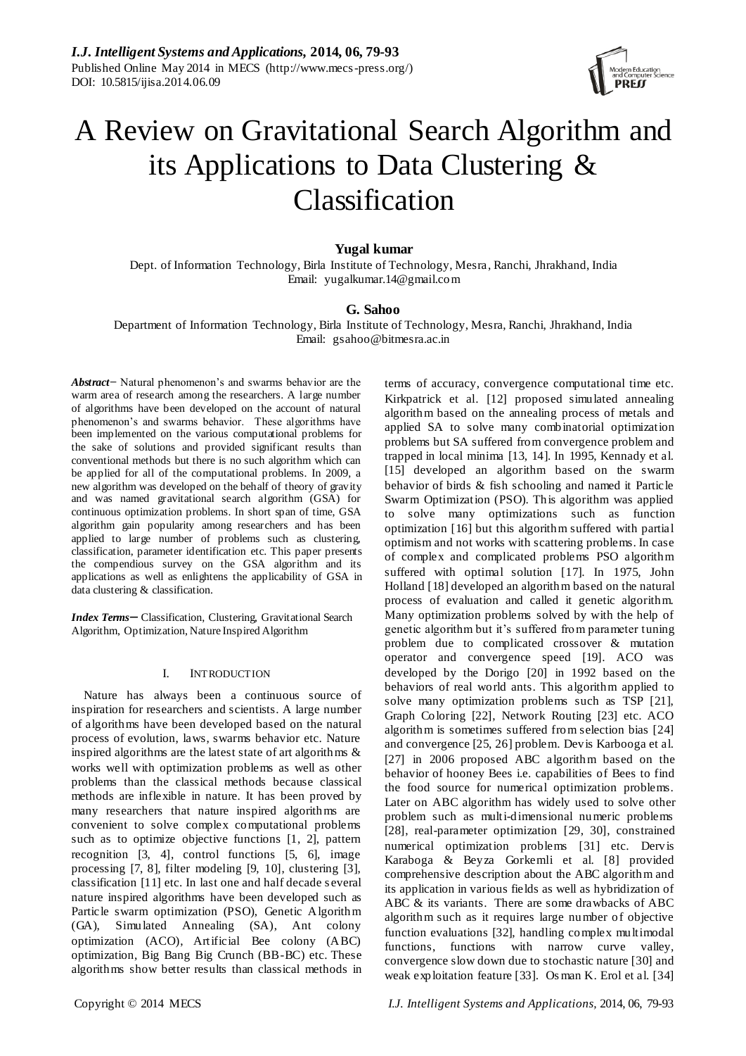# A Review on Gravitational Search Algorithm and its Applications to Data Clustering & Classification

**Yugal kumar**

Dept. of Information Technology, Birla Institute of Technology, Mesra, Ranchi, Jhrakhand, India
Email: yugalkumar.14@gmail.com

**G. Sahoo**

Department of Information Technology, Birla Institute of Technology, Mesra, Ranchi, Jhrakhand, India
Email: gsahoo@bitmesra.ac.in

***Abstract*—** Natural phenomenon's and swarms behavior are the warm area of research among the researchers. A large number of algorithms have been developed on the account of natural phenomenon's and swarms behavior. These algorithms have been implemented on the various computational problems for the sake of solutions and provided significant results than conventional methods but there is no such algorithm which can be applied for all of the computational problems. In 2009, a new algorithm was developed on the behalf of theory of gravity and was named gravitational search algorithm (GSA) for continuous optimization problems. In short span of time, GSA algorithm gain popularity among researchers and has been applied to large number of problems such as clustering, classification, parameter identification etc. This paper presents the compendious survey on the GSA algorithm and its applications as well as enlightens the applicability of GSA in data clustering & classification.

***Index Terms*—** Classification, Clustering, Gravitational Search Algorithm, Optimization, Nature Inspired Algorithm

## I. INTRODUCTION

Nature has always been a continuous source of inspiration for researchers and scientists. A large number of algorithms have been developed based on the natural process of evolution, laws, swarms behavior etc. Nature inspired algorithms are the latest state of art algorithms & works well with optimization problems as well as other problems than the classical methods because classical methods are inflexible in nature. It has been proved by many researchers that nature inspired algorithms are convenient to solve complex computational problems such as to optimize objective functions [1, 2], pattern recognition [3, 4], control functions [5, 6], image processing [7, 8], filter modeling [9, 10], clustering [3], classification [11] etc. In last one and half decade several nature inspired algorithms have been developed such as Particle swarm optimization (PSO), Genetic Algorithm (GA), Simulated Annealing (SA), Ant colony optimization (ACO), Artificial Bee colony (ABC) optimization, Big Bang Big Crunch (BB-BC) etc. These algorithms show better results than classical methods in terms of accuracy, convergence computational time etc. Kirkpatrick et al. [12] proposed simulated annealing algorithm based on the annealing process of metals and applied SA to solve many combinatorial optimization problems but SA suffered from convergence problem and trapped in local minima [13, 14]. In 1995, Kennady et al. [15] developed an algorithm based on the swarm behavior of birds & fish schooling and named it Particle Swarm Optimization (PSO). This algorithm was applied to solve many optimizations such as function optimization [16] but this algorithm suffered with partial optimism and not works with scattering problems. In case of complex and complicated problems PSO algorithm suffered with optimal solution [17]. In 1975, John Holland [18] developed an algorithm based on the natural process of evaluation and called it genetic algorithm. Many optimization problems solved by with the help of genetic algorithm but it's suffered from parameter tuning problem due to complicated crossover & mutation operator and convergence speed [19]. ACO was developed by the Dorigo [20] in 1992 based on the behaviors of real world ants. This algorithm applied to solve many optimization problems such as TSP [21], Graph Coloring [22], Network Routing [23] etc. ACO algorithm is sometimes suffered from selection bias [24] and convergence [25, 26] problem. Devis Karbooga et al. [27] in 2006 proposed ABC algorithm based on the behavior of hooney Bees i.e. capabilities of Bees to find the food source for numerical optimization problems. Later on ABC algorithm has widely used to solve other problem such as multi-dimensional numeric problems [28], real-parameter optimization [29, 30], constrained numerical optimization problems [31] etc. Dervis Karaboga & Beyza Gorkemli et al. [8] provided comprehensive description about the ABC algorithm and its application in various fields as well as hybridization of ABC & its variants. There are some drawbacks of ABC algorithm such as it requires large number of objective function evaluations [32], handling complex multimodal functions, functions with narrow curve valley, convergence slow down due to stochastic nature [30] and weak exploitation feature [33]. Osman K. Erol et al. [34]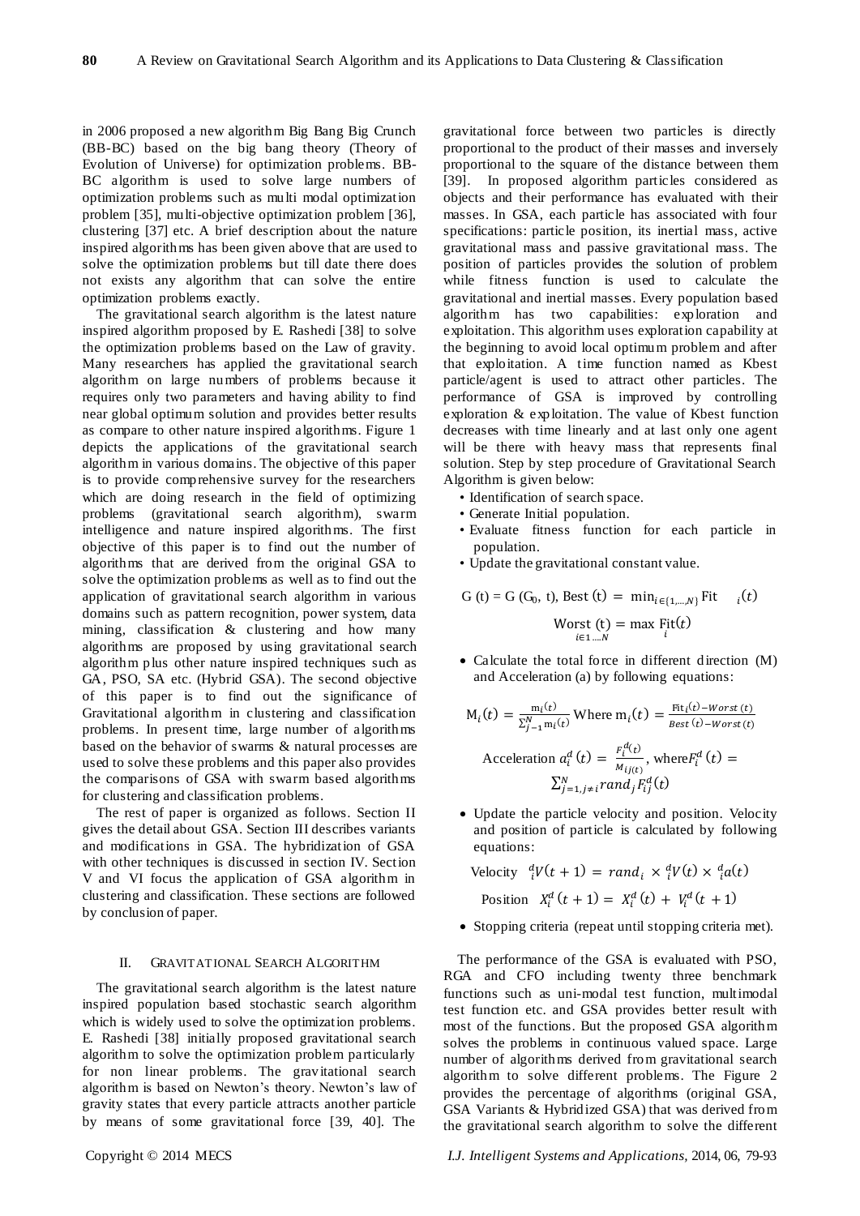in 2006 proposed a new algorithm Big Bang Big Crunch (BB-BC) based on the big bang theory (Theory of Evolution of Universe) for optimization problems. BB-BC algorithm is used to solve large numbers of optimization problems such as multi modal optimization problem [35], multi-objective optimization problem [36], clustering [37] etc. A brief description about the nature inspired algorithms has been given above that are used to solve the optimization problems but till date there does not exists any algorithm that can solve the entire optimization problems exactly.

The gravitational search algorithm is the latest nature inspired algorithm proposed by E. Rashedi [38] to solve the optimization problems based on the Law of gravity. Many researchers has applied the gravitational search algorithm on large numbers of problems because it requires only two parameters and having ability to find near global optimum solution and provides better results as compare to other nature inspired algorithms. Figure 1 depicts the applications of the gravitational search algorithm in various domains. The objective of this paper is to provide comprehensive survey for the researchers which are doing research in the field of optimizing problems (gravitational search algorithm), swarm intelligence and nature inspired algorithms. The first objective of this paper is to find out the number of algorithms that are derived from the original GSA to solve the optimization problems as well as to find out the application of gravitational search algorithm in various domains such as pattern recognition, power system, data mining, classification & clustering and how many algorithms are proposed by using gravitational search algorithm plus other nature inspired techniques such as GA, PSO, SA etc. (Hybrid GSA). The second objective of this paper is to find out the significance of Gravitational algorithm in clustering and classification problems. In present time, large number of algorithms based on the behavior of swarms & natural processes are used to solve these problems and this paper also provides the comparisons of GSA with swarm based algorithms for clustering and classification problems.

The rest of paper is organized as follows. Section II gives the detail about GSA. Section III describes variants and modifications in GSA. The hybridization of GSA with other techniques is discussed in section IV. Section V and VI focus the application of GSA algorithm in clustering and classification. These sections are followed by conclusion of paper.

## II. Gravitational Search Algorithm

The gravitational search algorithm is the latest nature inspired population based stochastic search algorithm which is widely used to solve the optimization problems. E. Rashedi [38] initially proposed gravitational search algorithm to solve the optimization problem particularly for non linear problems. The gravitational search algorithm is based on Newton's theory. Newton's law of gravity states that every particle attracts another particle by means of some gravitational force [39, 40]. The gravitational force between two particles is directly proportional to the product of their masses and inversely proportional to the square of the distance between them [39]. In proposed algorithm particles considered as objects and their performance has evaluated with their masses. In GSA, each particle has associated with four specifications: particle position, its inertial mass, active gravitational mass and passive gravitational mass. The position of particles provides the solution of problem while fitness function is used to calculate the gravitational and inertial masses. Every population based algorithm has two capabilities: exploration and exploitation. This algorithm uses exploration capability at the beginning to avoid local optimum problem and after that exploitation. A time function named as Kbest particle/agent is used to attract other particles. The performance of GSA is improved by controlling exploration & exploitation. The value of Kbest function decreases with time linearly and at last only one agent will be there with heavy mass that represents final solution. Step by step procedure of Gravitational Search Algorithm is given below:

- Identification of search space.
- Generate Initial population.
- Evaluate fitness function for each particle in population.
- Update the gravitational constant value.

$$G(t) = G(G_0, t), \text{ Best}(t) = \min_{i \in \{1,\dots,N\}} \text{Fit}_i(t)$$

$$\text{Worst}(t) = \max_{i \in 1 \dots N} \text{Fit}(t)$$

- Calculate the total force in different direction (M) and Acceleration (a) by following equations:

$$M_i(t) = \frac{m_i(t)}{\sum_{j=1}^{N} m_i(t)} \text{ Where } m_i(t) = \frac{\text{Fit}_i(t) - Worst(t)}{Best(t) - Worst(t)}$$

$$\text{Acceleration } a_i^d(t) = \frac{F_i^d(t)}{M_{ij(t)}}, \text{ where} F_i^d(t) = \sum_{j=1, j \neq i}^{N} rand_j F_{ij}^d(t)$$

- Update the particle velocity and position. Velocity and position of particle is calculated by following equations:

$$\text{Velocity } {}_i^dV(t+1) = rand_i \times {}_i^dV(t) \times {}_i^da(t)$$

$$\text{Position } X_i^d(t+1) = X_i^d(t) + V_i^d(t+1)$$

- Stopping criteria (repeat until stopping criteria met).

The performance of the GSA is evaluated with PSO, RGA and CFO including twenty three benchmark functions such as uni-modal test function, multimodal test function etc. and GSA provides better result with most of the functions. But the proposed GSA algorithm solves the problems in continuous valued space. Large number of algorithms derived from gravitational search algorithm to solve different problems. The Figure 2 provides the percentage of algorithms (original GSA, GSA Variants & Hybridized GSA) that was derived from the gravitational search algorithm to solve the different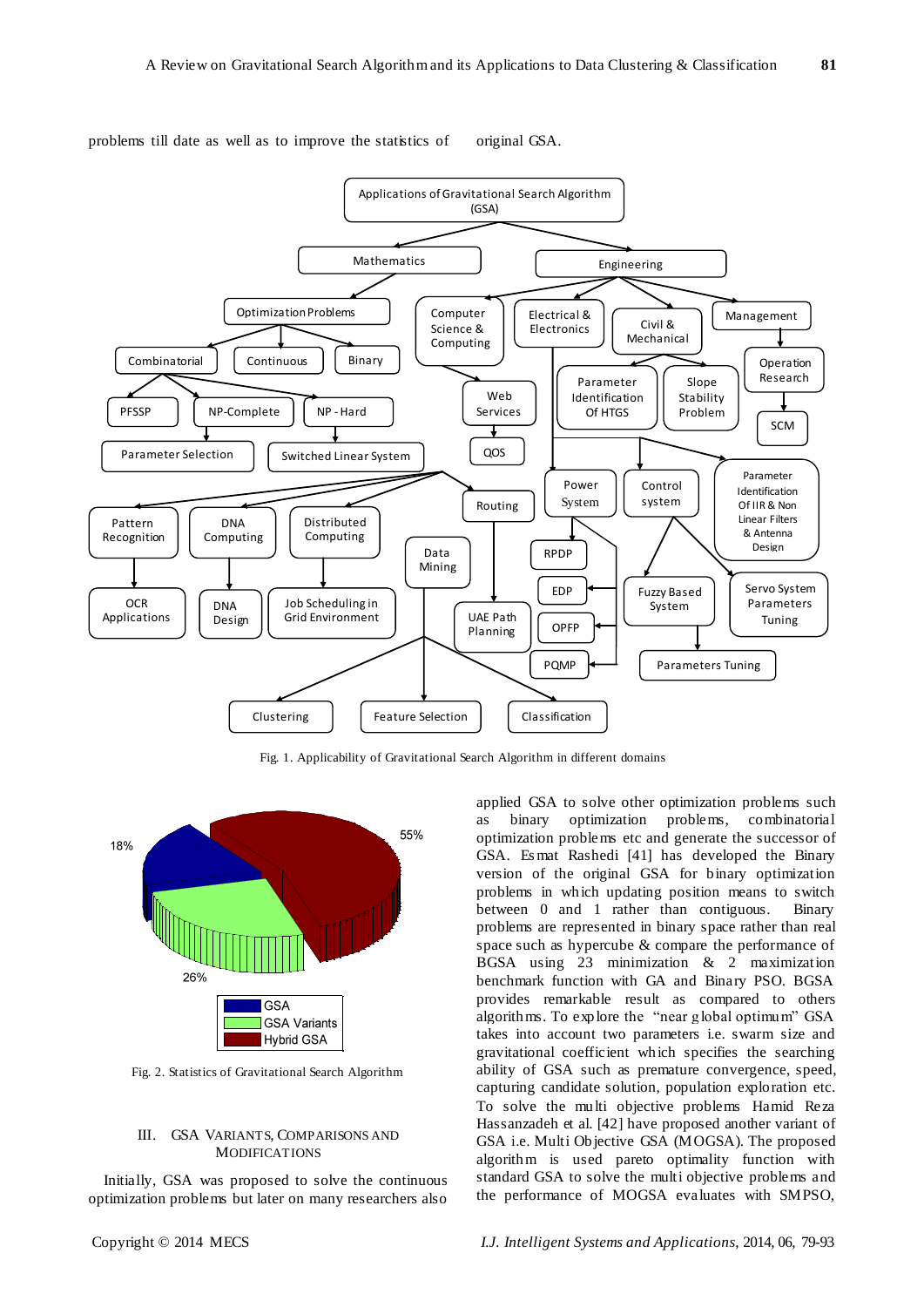problems till date as well as to improve the statistics of original GSA.

Fig. 1. Applicability of Gravitational Search Algorithm in different domains

Fig. 2. Statistics of Gravitational Search Algorithm

## III. GSA Variants, Comparisons and Modifications

Initially, GSA was proposed to solve the continuous optimization problems but later on many researchers also applied GSA to solve other optimization problems such as binary optimization problems, combinatorial optimization problems etc and generate the successor of GSA. Esmat Rashedi [41] has developed the Binary version of the original GSA for binary optimization problems in which updating position means to switch between 0 and 1 rather than contiguous. Binary problems are represented in binary space rather than real space such as hypercube & compare the performance of BGSA using 23 minimization & 2 maximization benchmark function with GA and Binary PSO. BGSA provides remarkable result as compared to others algorithms. To explore the "near global optimum" GSA takes into account two parameters i.e. swarm size and gravitational coefficient which specifies the searching ability of GSA such as premature convergence, speed, capturing candidate solution, population exploration etc. To solve the multi objective problems Hamid Reza Hassanzadeh et al. [42] have proposed another variant of GSA i.e. Multi Objective GSA (MOGSA). The proposed algorithm is used pareto optimality function with standard GSA to solve the multi objective problems and the performance of MOGSA evaluates with SMPSO,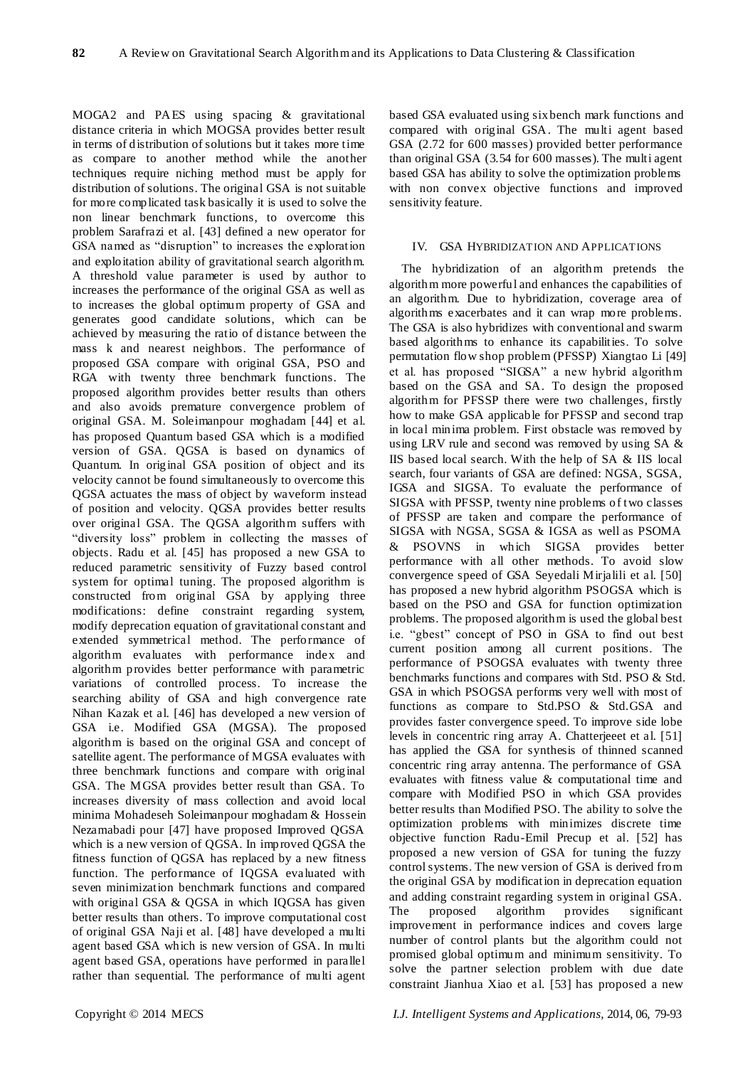MOGA2 and PAES using spacing & gravitational distance criteria in which MOGSA provides better result in terms of distribution of solutions but it takes more time as compare to another method while the another techniques require niching method must be apply for distribution of solutions. The original GSA is not suitable for more complicated task basically it is used to solve the non linear benchmark functions, to overcome this problem Sarafrazi et al. [43] defined a new operator for GSA named as "disruption" to increases the exploration and exploitation ability of gravitational search algorithm. A threshold value parameter is used by author to increases the performance of the original GSA as well as to increases the global optimum property of GSA and generates good candidate solutions, which can be achieved by measuring the ratio of distance between the mass k and nearest neighbors. The performance of proposed GSA compare with original GSA, PSO and RGA with twenty three benchmark functions. The proposed algorithm provides better results than others and also avoids premature convergence problem of original GSA. M. Soleimanpour moghadam [44] et al. has proposed Quantum based GSA which is a modified version of GSA. QGSA is based on dynamics of Quantum. In original GSA position of object and its velocity cannot be found simultaneously to overcome this QGSA actuates the mass of object by waveform instead of position and velocity. QGSA provides better results over original GSA. The QGSA algorithm suffers with "diversity loss" problem in collecting the masses of objects. Radu et al. [45] has proposed a new GSA to reduced parametric sensitivity of Fuzzy based control system for optimal tuning. The proposed algorithm is constructed from original GSA by applying three modifications: define constraint regarding system, modify deprecation equation of gravitational constant and extended symmetrical method. The performance of algorithm evaluates with performance index and algorithm provides better performance with parametric variations of controlled process. To increase the searching ability of GSA and high convergence rate Nihan Kazak et al. [46] has developed a new version of GSA i.e. Modified GSA (MGSA). The proposed algorithm is based on the original GSA and concept of satellite agent. The performance of MGSA evaluates with three benchmark functions and compare with original GSA. The MGSA provides better result than GSA. To increases diversity of mass collection and avoid local minima Mohadeseh Soleimanpour moghadam & Hossein Nezamabadi pour [47] have proposed Improved QGSA which is a new version of QGSA. In improved QGSA the fitness function of QGSA has replaced by a new fitness function. The performance of IQGSA evaluated with seven minimization benchmark functions and compared with original GSA & QGSA in which IQGSA has given better results than others. To improve computational cost of original GSA Naji et al. [48] have developed a multi agent based GSA which is new version of GSA. In multi agent based GSA, operations have performed in parallel rather than sequential. The performance of multi agent based GSA evaluated using six bench mark functions and compared with original GSA. The multi agent based GSA (2.72 for 600 masses) provided better performance than original GSA (3.54 for 600 masses). The multi agent based GSA has ability to solve the optimization problems with non convex objective functions and improved sensitivity feature.

## IV. GSA Hybridization and Applications

The hybridization of an algorithm pretends the algorithm more powerful and enhances the capabilities of an algorithm. Due to hybridization, coverage area of algorithms exacerbates and it can wrap more problems. The GSA is also hybridizes with conventional and swarm based algorithms to enhance its capabilities. To solve permutation flow shop problem (PFSSP) Xiangtao Li [49] et al. has proposed "SIGSA" a new hybrid algorithm based on the GSA and SA. To design the proposed algorithm for PFSSP there were two challenges, firstly how to make GSA applicable for PFSSP and second trap in local minima problem. First obstacle was removed by using LRV rule and second was removed by using SA & IIS based local search. With the help of SA & IIS local search, four variants of GSA are defined: NGSA, SGSA, IGSA and SIGSA. To evaluate the performance of SIGSA with PFSSP, twenty nine problems of two classes of PFSSP are taken and compare the performance of SIGSA with NGSA, SGSA & IGSA as well as PSOMA & PSOVNS in which SIGSA provides better performance with all other methods. To avoid slow convergence speed of GSA Seyedali Mirjalili et al. [50] has proposed a new hybrid algorithm PSOGSA which is based on the PSO and GSA for function optimization problems. The proposed algorithm is used the global best i.e. "gbest" concept of PSO in GSA to find out best current position among all current positions. The performance of PSOGSA evaluates with twenty three benchmarks functions and compares with Std. PSO & Std. GSA in which PSOGSA performs very well with most of functions as compare to Std.PSO & Std.GSA and provides faster convergence speed. To improve side lobe levels in concentric ring array A. Chatterjeeet et al. [51] has applied the GSA for synthesis of thinned scanned concentric ring array antenna. The performance of GSA evaluates with fitness value & computational time and compare with Modified PSO in which GSA provides better results than Modified PSO. The ability to solve the optimization problems with minimizes discrete time objective function Radu-Emil Precup et al. [52] has proposed a new version of GSA for tuning the fuzzy control systems. The new version of GSA is derived from the original GSA by modification in deprecation equation and adding constraint regarding system in original GSA. The proposed algorithm provides significant improvement in performance indices and covers large number of control plants but the algorithm could not promised global optimum and minimum sensitivity. To solve the partner selection problem with due date constraint Jianhua Xiao et al. [53] has proposed a new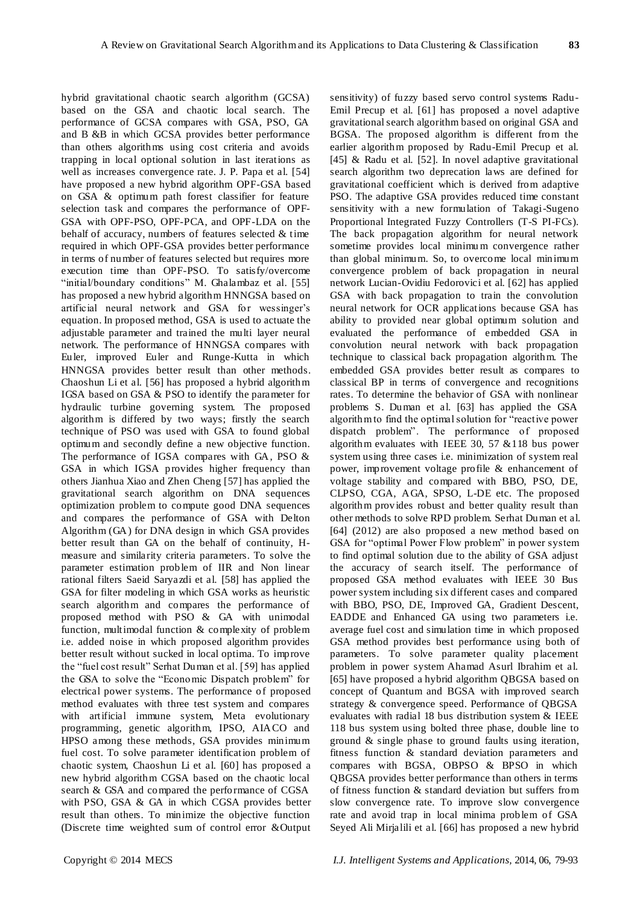hybrid gravitational chaotic search algorithm (GCSA) based on the GSA and chaotic local search. The performance of GCSA compares with GSA, PSO, GA and B &B in which GCSA provides better performance than others algorithms using cost criteria and avoids trapping in local optional solution in last iterations as well as increases convergence rate. J. P. Papa et al. [54] have proposed a new hybrid algorithm OPF-GSA based on GSA & optimum path forest classifier for feature selection task and compares the performance of OPF-GSA with OPF-PSO, OPF-PCA, and OPF-LDA on the behalf of accuracy, numbers of features selected & time required in which OPF-GSA provides better performance in terms of number of features selected but requires more execution time than OPF-PSO. To satisfy/overcome "initial/boundary conditions" M. Ghalambaz et al. [55] has proposed a new hybrid algorithm HNNGSA based on artificial neural network and GSA for wessinger's equation. In proposed method, GSA is used to actuate the adjustable parameter and trained the multi layer neural network. The performance of HNNGSA compares with Euler, improved Euler and Runge-Kutta in which HNNGSA provides better result than other methods. Chaoshun Li et al. [56] has proposed a hybrid algorithm IGSA based on GSA & PSO to identify the parameter for hydraulic turbine governing system. The proposed algorithm is differed by two ways; firstly the search technique of PSO was used with GSA to found global optimum and secondly define a new objective function. The performance of IGSA compares with GA, PSO & GSA in which IGSA provides higher frequency than others Jianhua Xiao and Zhen Cheng [57] has applied the gravitational search algorithm on DNA sequences optimization problem to compute good DNA sequences and compares the performance of GSA with Delton Algorithm (GA) for DNA design in which GSA provides better result than GA on the behalf of continuity, H-measure and similarity criteria parameters. To solve the parameter estimation problem of IIR and Non linear rational filters Saeid Saryazdi et al. [58] has applied the GSA for filter modeling in which GSA works as heuristic search algorithm and compares the performance of proposed method with PSO & GA with unimodal function, multimodal function & complexity of problem i.e. added noise in which proposed algorithm provides better result without sucked in local optima. To improve the "fuel cost result" Serhat Duman et al. [59] has applied the GSA to solve the "Economic Dispatch problem" for electrical power systems. The performance of proposed method evaluates with three test system and compares with artificial immune system, Meta evolutionary programming, genetic algorithm, IPSO, AIACO and HPSO among these methods, GSA provides minimum fuel cost. To solve parameter identification problem of chaotic system, Chaoshun Li et al. [60] has proposed a new hybrid algorithm CGSA based on the chaotic local search & GSA and compared the performance of CGSA with PSO, GSA & GA in which CGSA provides better result than others. To minimize the objective function (Discrete time weighted sum of control error &Output sensitivity) of fuzzy based servo control systems Radu-Emil Precup et al. [61] has proposed a novel adaptive gravitational search algorithm based on original GSA and BGSA. The proposed algorithm is different from the earlier algorithm proposed by Radu-Emil Precup et al. [45] & Radu et al. [52]. In novel adaptive gravitational search algorithm two deprecation laws are defined for gravitational coefficient which is derived from adaptive PSO. The adaptive GSA provides reduced time constant sensitivity with a new formulation of Takagi-Sugeno Proportional Integrated Fuzzy Controllers (T-S PI-FCs). The back propagation algorithm for neural network sometime provides local minimum convergence rather than global minimum. So, to overcome local minimum convergence problem of back propagation in neural network Lucian-Ovidiu Fedorovici et al. [62] has applied GSA with back propagation to train the convolution neural network for OCR applications because GSA has ability to provided near global optimum solution and evaluated the performance of embedded GSA in convolution neural network with back propagation technique to classical back propagation algorithm. The embedded GSA provides better result as compares to classical BP in terms of convergence and recognitions rates. To determine the behavior of GSA with nonlinear problems S. Duman et al. [63] has applied the GSA algorithm to find the optimal solution for "reactive power dispatch problem". The performance of proposed algorithm evaluates with IEEE 30, 57 &118 bus power system using three cases i.e. minimization of system real power, improvement voltage profile & enhancement of voltage stability and compared with BBO, PSO, DE, CLPSO, CGA, AGA, SPSO, L-DE etc. The proposed algorithm provides robust and better quality result than other methods to solve RPD problem. Serhat Duman et al. [64] (2012) are also proposed a new method based on GSA for "optimal Power Flow problem" in power system to find optimal solution due to the ability of GSA adjust the accuracy of search itself. The performance of proposed GSA method evaluates with IEEE 30 Bus power system including six different cases and compared with BBO, PSO, DE, Improved GA, Gradient Descent, EADDE and Enhanced GA using two parameters i.e. average fuel cost and simulation time in which proposed GSA method provides best performance using both of parameters. To solve parameter quality placement problem in power system Ahamad Asurl Ibrahim et al. [65] have proposed a hybrid algorithm QBGSA based on concept of Quantum and BGSA with improved search strategy & convergence speed. Performance of QBGSA evaluates with radial 18 bus distribution system & IEEE 118 bus system using bolted three phase, double line to ground & single phase to ground faults using iteration, fitness function & standard deviation parameters and compares with BGSA, OBPSO & BPSO in which QBGSA provides better performance than others in terms of fitness function & standard deviation but suffers from slow convergence rate. To improve slow convergence rate and avoid trap in local minima problem of GSA Seyed Ali Mirjalili et al. [66] has proposed a new hybrid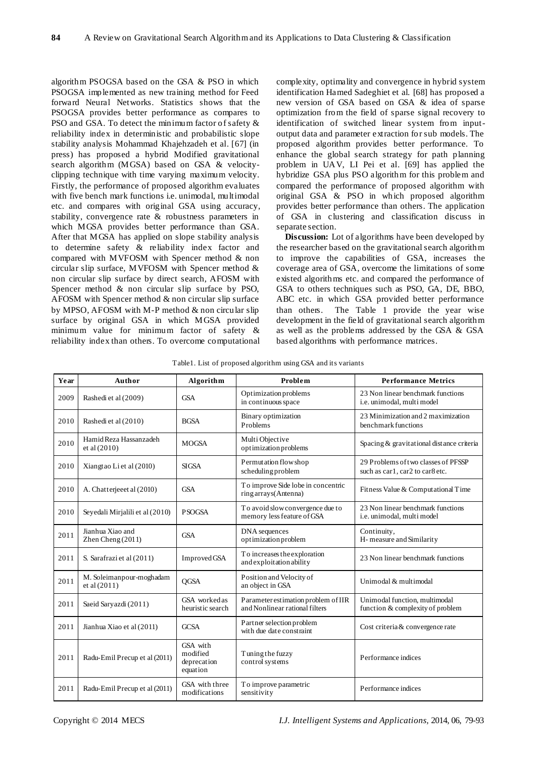algorithm PSOGSA based on the GSA & PSO in which PSOGSA implemented as new training method for Feed forward Neural Networks. Statistics shows that the PSOGSA provides better performance as compares to PSO and GSA. To detect the minimum factor of safety & reliability index in deterministic and probabilistic slope stability analysis Mohammad Khajehzadeh et al. [67] (in press) has proposed a hybrid Modified gravitational search algorithm (MGSA) based on GSA & velocity-clipping technique with time varying maximum velocity. Firstly, the performance of proposed algorithm evaluates with five bench mark functions i.e. unimodal, multimodal etc. and compares with original GSA using accuracy, stability, convergence rate & robustness parameters in which MGSA provides better performance than GSA. After that MGSA has applied on slope stability analysis to determine safety & reliability index factor and compared with MVFOSM with Spencer method & non circular slip surface, MVFOSM with Spencer method & non circular slip surface by direct search, AFOSM with Spencer method & non circular slip surface by PSO, AFOSM with Spencer method & non circular slip surface by MPSO, AFOSM with M-P method & non circular slip surface by original GSA in which MGSA provided minimum value for minimum factor of safety & reliability index than others. To overcome computational complexity, optimality and convergence in hybrid system identification Hamed Sadeghiet et al. [68] has proposed a new version of GSA based on GSA & idea of sparse optimization from the field of sparse signal recovery to identification of switched linear system from input-output data and parameter extraction for sub models. The proposed algorithm provides better performance. To enhance the global search strategy for path planning problem in UAV, LI Pei et al. [69] has applied the hybridize GSA plus PSO algorithm for this problem and compared the performance of proposed algorithm with original GSA & PSO in which proposed algorithm provides better performance than others. The application of GSA in clustering and classification discuss in separate section.

**Discussion:** Lot of algorithms have been developed by the researcher based on the gravitational search algorithm to improve the capabilities of GSA, increases the coverage area of GSA, overcome the limitations of some existed algorithms etc. and compared the performance of GSA to others techniques such as PSO, GA, DE, BBO, ABC etc. in which GSA provided better performance than others. The Table 1 provide the year wise development in the field of gravitational search algorithm as well as the problems addressed by the GSA & GSA based algorithms with performance matrices.

Table1. List of proposed algorithm using GSA and its variants

| Year | Author | Algorithm | Problem | Performance Metrics |
|---|---|---|---|---|
| 2009 | Rashedi et al (2009) | GSA | Optimization problems in continuous space | 23 Non linear benchmark functions i.e. unimodal, multi model |
| 2010 | Rashedi et al (2010) | BGSA | Binary optimization Problems | 23 Minimization and 2 maximization benchmark functions |
| 2010 | Hamid Reza Hassanzadeh et al (2010) | MOGSA | Multi Objective optimization problems | Spacing & gravitational distance criteria |
| 2010 | Xiangtao Li et al (2010) | SIGSA | Permutation flow shop scheduling problem | 29 Problems of two classes of PFSSP such as car1, car2 to car8 etc. |
| 2010 | A. Chatterjeeet al (2010) | GSA | To improve Side lobe in concentric ring arrays(Antenna) | Fitness Value & Computational Time |
| 2010 | Seyedali Mirjalili et al (2010) | PSOGSA | To avoid slow convergence due to memory less feature of GSA | 23 Non linear benchmark functions i.e. unimodal, multi model |
| 2011 | Jianhua Xiao and Zhen Cheng (2011) | GSA | DNA sequences optimization problem | Continuity, H- measure and Similarity |
| 2011 | S. Sarafrazi et al (2011) | Improved GSA | To increases the exploration and exploitation ability | 23 Non linear benchmark functions |
| 2011 | M. Soleimanpour-moghadam et al (2011) | QGSA | Position and Velocity of an object in GSA | Unimodal & multimodal |
| 2011 | Saeid Saryazdi (2011) | GSA worked as heuristic search | Parameter estimation problem of IIR and Nonlinear rational filters | Unimodal function, multimodal function & complexity of problem |
| 2011 | Jianhua Xiao et al (2011) | GCSA | Partner selection problem with due date constraint | Cost criteria & convergence rate |
| 2011 | Radu-Emil Precup et al (2011) | GSA with modified deprecation equation | Tuning the fuzzy control systems | Performance indices |
| 2011 | Radu-Emil Precup et al (2011) | GSA with three modifications | To improve parametric sensitivity | Performance indices |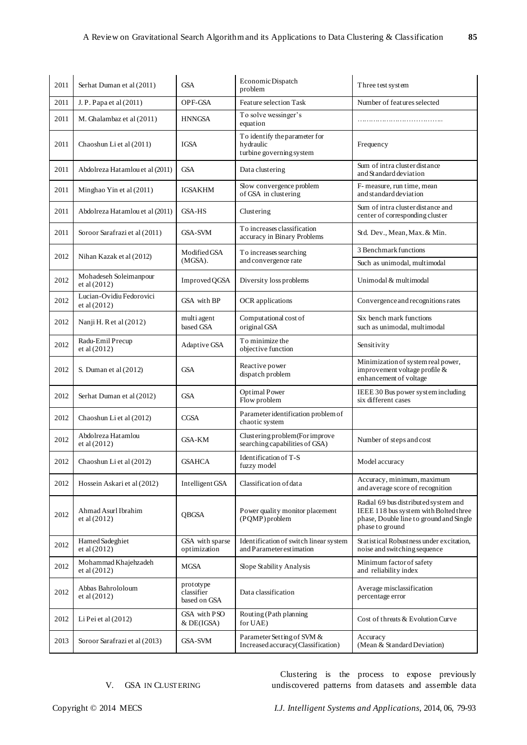| 2011 | Serhat Duman et al (2011) | GSA | Economic Dispatch problem | Three test system |
|---|---|---|---|---|
| 2011 | J. P. Papa et al (2011) | OPF-GSA | Feature selection Task | Number of features selected |
| 2011 | M. Ghalambaz et al (2011) | HNNGSA | To solve wessinger's equation | ……………………………….. |
| 2011 | Chaoshun Li et al (2011) | IGSA | To identify the parameter for hydraulic turbine governing system | Frequency |
| 2011 | Abdolreza Hatamlou et al (2011) | GSA | Data clustering | Sum of intra cluster distance and Standard deviation |
| 2011 | Minghao Yin et al (2011) | IGSAKHM | Slow convergence problem of GSA in clustering | F- measure, run time, mean and standard deviation |
| 2011 | Abdolreza Hatamlou et al (2011) | GSA-HS | Clustering | Sum of intra cluster distance and center of corresponding cluster |
| 2011 | Soroor Sarafrazi et al (2011) | GSA-SVM | To increases classification accuracy in Binary Problems | Std. Dev., Mean, Max. & Min. |
| 2012 | Nihan Kazak et al (2012) | Modified GSA (MGSA). | To increases searching and convergence rate | 3 Benchmark functions Such as unimodal, multimodal |
| 2012 | Mohadeseh Soleimanpour et al (2012) | Improved QGSA | Diversity loss problems | Unimodal & multimodal |
| 2012 | Lucian-Ovidiu Fedorovici et al (2012) | GSA with BP | OCR applications | Convergence and recognitions rates |
| 2012 | Nanji H. R et al (2012) | multi agent based GSA | Computational cost of original GSA | Six bench mark functions such as unimodal, multimodal |
| 2012 | Radu-Emil Precup et al (2012) | Adaptive GSA | To minimize the objective function | Sensitivity |
| 2012 | S. Duman et al (2012) | GSA | Reactive power dispatch problem | Minimization of system real power, improvement voltage profile & enhancement of voltage |
| 2012 | Serhat Duman et al (2012) | GSA | Optimal Power Flow problem | IEEE 30 Bus power system including six different cases |
| 2012 | Chaoshun Li et al (2012) | CGSA | Parameter identification problem of chaotic system | |
| 2012 | Abdolreza Hatamlou et al (2012) | GSA-KM | Clustering problem(For improve searching capabilities of GSA) | Number of steps and cost |
| 2012 | Chaoshun Li et al (2012) | GSAHCA | Identification of T-S fuzzy model | Model accuracy |
| 2012 | Hossein Askari et al (2012) | Intelligent GSA | Classification of data | Accuracy, minimum, maximum and average score of recognition |
| 2012 | Ahmad Asurl Ibrahim et al (2012) | QBGSA | Power quality monitor placement (PQMP) problem | Radial 69 bus distributed system and IEEE 118 bus system with Bolted three phase, Double line to ground and Single phase to ground |
| 2012 | Hamed Sadeghiet et al (2012) | GSA with sparse optimization | Identification of switch linear system and Parameter estimation | Statistical Robustness under excitation, noise and switching sequence |
| 2012 | Mohammad Khajehzadeh et al (2012) | MGSA | Slope Stability Analysis | Minimum factor of safety and reliability index |
| 2012 | Abbas Bahrololoum et al (2012) | prototype classifier based on GSA | Data classification | Average misclassification percentage error |
| 2012 | Li Pei et al (2012) | GSA with PSO & DE(IGSA) | Routing (Path planning for UAE) | Cost of threats & Evolution Curve |
| 2013 | Soroor Sarafrazi et al (2013) | GSA-SVM | Parameter Setting of SVM & Increased accuracy(Classification) | Accuracy (Mean & Standard Deviation) |

## V. GSA IN CLUSTERING

Clustering is the process to expose previously undiscovered patterns from datasets and assemble data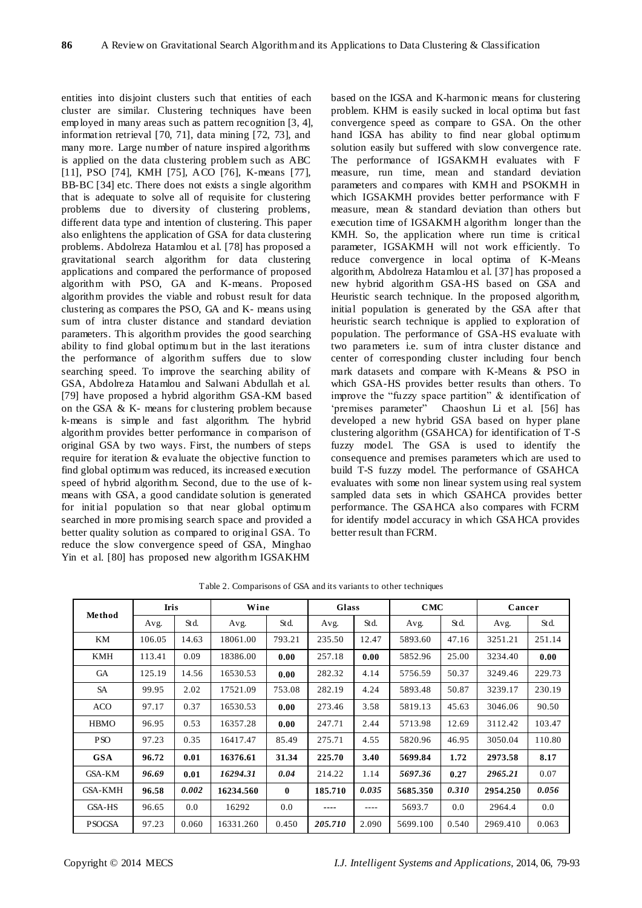entities into disjoint clusters such that entities of each cluster are similar. Clustering techniques have been employed in many areas such as pattern recognition [3, 4], information retrieval [70, 71], data mining [72, 73], and many more. Large number of nature inspired algorithms is applied on the data clustering problem such as ABC [11], PSO [74], KMH [75], ACO [76], K-means [77], BB-BC [34] etc. There does not exists a single algorithm that is adequate to solve all of requisite for clustering problems due to diversity of clustering problems, different data type and intention of clustering. This paper also enlightens the application of GSA for data clustering problems. Abdolreza Hatamlou et al. [78] has proposed a gravitational search algorithm for data clustering applications and compared the performance of proposed algorithm with PSO, GA and K-means. Proposed algorithm provides the viable and robust result for data clustering as compares the PSO, GA and K- means using sum of intra cluster distance and standard deviation parameters. This algorithm provides the good searching ability to find global optimum but in the last iterations the performance of algorithm suffers due to slow searching speed. To improve the searching ability of GSA, Abdolreza Hatamlou and Salwani Abdullah et al. [79] have proposed a hybrid algorithm GSA-KM based on the GSA & K- means for clustering problem because k-means is simple and fast algorithm. The hybrid algorithm provides better performance in comparison of original GSA by two ways. First, the numbers of steps require for iteration & evaluate the objective function to find global optimum was reduced, its increased execution speed of hybrid algorithm. Second, due to the use of k-means with GSA, a good candidate solution is generated for initial population so that near global optimum searched in more promising search space and provided a better quality solution as compared to original GSA. To reduce the slow convergence speed of GSA, Minghao Yin et al. [80] has proposed new algorithm IGSAKHM based on the IGSA and K-harmonic means for clustering problem. KHM is easily sucked in local optima but fast convergence speed as compare to GSA. On the other hand IGSA has ability to find near global optimum solution easily but suffered with slow convergence rate. The performance of IGSAKMH evaluates with F measure, run time, mean and standard deviation parameters and compares with KMH and PSOKMH in which IGSAKMH provides better performance with F measure, mean & standard deviation than others but execution time of IGSAKMH algorithm longer than the KMH. So, the application where run time is critical parameter, IGSAKMH will not work efficiently. To reduce convergence in local optima of K-Means algorithm, Abdolreza Hatamlou et al. [37] has proposed a new hybrid algorithm GSA-HS based on GSA and Heuristic search technique. In the proposed algorithm, initial population is generated by the GSA after that heuristic search technique is applied to exploration of population. The performance of GSA-HS evaluate with two parameters i.e. sum of intra cluster distance and center of corresponding cluster including four bench mark datasets and compare with K-Means & PSO in which GSA-HS provides better results than others. To improve the "fuzzy space partition" & identification of 'premises parameter" Chaoshun Li et al. [56] has developed a new hybrid GSA based on hyper plane clustering algorithm (GSAHCA) for identification of T-S fuzzy model. The GSA is used to identify the consequence and premises parameters which are used to build T-S fuzzy model. The performance of GSAHCA evaluates with some non linear system using real system sampled data sets in which GSAHCA provides better performance. The GSAHCA also compares with FCRM for identify model accuracy in which GSAHCA provides better result than FCRM.

Table 2. Comparisons of GSA and its variants to other techniques

| Method | Iris | | Wine | | Glass | | CMC | | Cancer | |
|---|---|---|---|---|---|---|---|---|---|---|
| | Avg. | Std. | Avg. | Std. | Avg. | Std. | Avg. | Std. | Avg. | Std. |
| KM | 106.05 | 14.63 | 18061.00 | 793.21 | 235.50 | 12.47 | 5893.60 | 47.16 | 3251.21 | 251.14 |
| KMH | 113.41 | 0.09 | 18386.00 | **0.00** | 257.18 | **0.00** | 5852.96 | 25.00 | 3234.40 | **0.00** |
| GA | 125.19 | 14.56 | 16530.53 | **0.00** | 282.32 | 4.14 | 5756.59 | 50.37 | 3249.46 | 229.73 |
| SA | 99.95 | 2.02 | 17521.09 | 753.08 | 282.19 | 4.24 | 5893.48 | 50.87 | 3239.17 | 230.19 |
| ACO | 97.17 | 0.37 | 16530.53 | **0.00** | 273.46 | 3.58 | 5819.13 | 45.63 | 3046.06 | 90.50 |
| HBMO | 96.95 | 0.53 | 16357.28 | **0.00** | 247.71 | 2.44 | 5713.98 | 12.69 | 3112.42 | 103.47 |
| PSO | 97.23 | 0.35 | 16417.47 | 85.49 | 275.71 | 4.55 | 5820.96 | 46.95 | 3050.04 | 110.80 |
| **GSA** | **96.72** | **0.01** | **16376.61** | **31.34** | **225.70** | **3.40** | **5699.84** | **1.72** | **2973.58** | **8.17** |
| GSA-KM | ***96.69*** | **0.01** | ***16294.31*** | ***0.04*** | 214.22 | 1.14 | ***5697.36*** | **0.27** | ***2965.21*** | 0.07 |
| GSA-KMH | **96.58** | ***0.002*** | **16234.560** | **0** | **185.710** | ***0.035*** | **5685.350** | ***0.310*** | **2954.250** | ***0.056*** |
| GSA-HS | 96.65 | 0.0 | 16292 | 0.0 | ---- | ---- | 5693.7 | 0.0 | 2964.4 | 0.0 |
| PSOGSA | 97.23 | 0.060 | 16331.260 | 0.450 | ***205.710*** | 2.090 | 5699.100 | 0.540 | 2969.410 | 0.063 |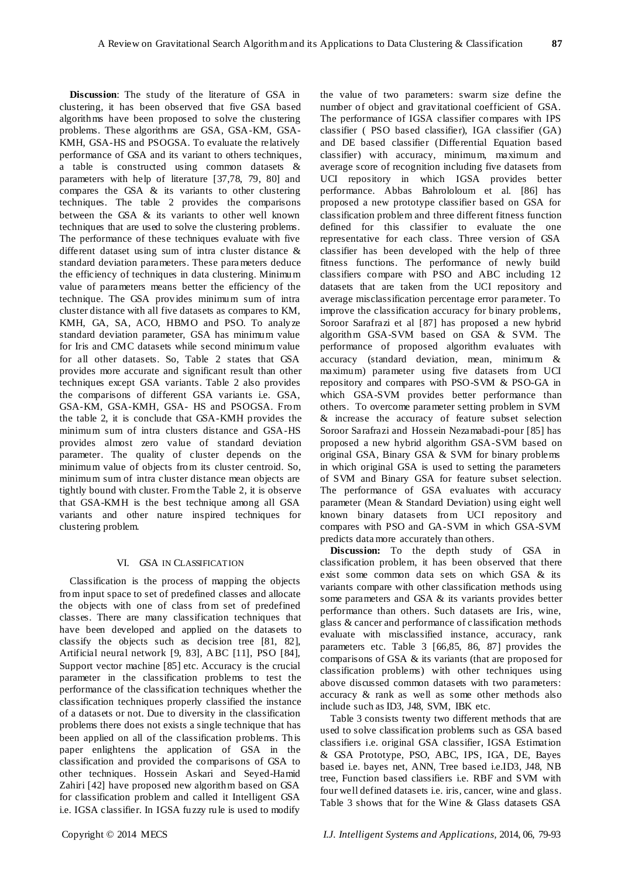**Discussion**: The study of the literature of GSA in clustering, it has been observed that five GSA based algorithms have been proposed to solve the clustering problems. These algorithms are GSA, GSA-KM, GSA-KMH, GSA-HS and PSOGSA. To evaluate the relatively performance of GSA and its variant to others techniques, a table is constructed using common datasets & parameters with help of literature [37,78, 79, 80] and compares the GSA & its variants to other clustering techniques. The table 2 provides the comparisons between the GSA & its variants to other well known techniques that are used to solve the clustering problems. The performance of these techniques evaluate with five different dataset using sum of intra cluster distance & standard deviation parameters. These parameters deduce the efficiency of techniques in data clustering. Minimum value of parameters means better the efficiency of the technique. The GSA provides minimum sum of intra cluster distance with all five datasets as compares to KM, KMH, GA, SA, ACO, HBMO and PSO. To analyze standard deviation parameter, GSA has minimum value for Iris and CMC datasets while second minimum value for all other datasets. So, Table 2 states that GSA provides more accurate and significant result than other techniques except GSA variants. Table 2 also provides the comparisons of different GSA variants i.e. GSA, GSA-KM, GSA-KMH, GSA- HS and PSOGSA. From the table 2, it is conclude that GSA-KMH provides the minimum sum of intra clusters distance and GSA-HS provides almost zero value of standard deviation parameter. The quality of cluster depends on the minimum value of objects from its cluster centroid. So, minimum sum of intra cluster distance mean objects are tightly bound with cluster. From the Table 2, it is observe that GSA-KMH is the best technique among all GSA variants and other nature inspired techniques for clustering problem.

## VI. GSA IN CLASSIFICATION

Classification is the process of mapping the objects from input space to set of predefined classes and allocate the objects with one of class from set of predefined classes. There are many classification techniques that have been developed and applied on the datasets to classify the objects such as decision tree [81, 82], Artificial neural network [9, 83], ABC [11], PSO [84], Support vector machine [85] etc. Accuracy is the crucial parameter in the classification problems to test the performance of the classification techniques whether the classification techniques properly classified the instance of a datasets or not. Due to diversity in the classification problems there does not exists a single technique that has been applied on all of the classification problems. This paper enlightens the application of GSA in the classification and provided the comparisons of GSA to other techniques. Hossein Askari and Seyed-Hamid Zahiri [42] have proposed new algorithm based on GSA for classification problem and called it Intelligent GSA i.e. IGSA classifier. In IGSA fuzzy rule is used to modify the value of two parameters: swarm size define the number of object and gravitational coefficient of GSA. The performance of IGSA classifier compares with IPS classifier ( PSO based classifier), IGA classifier (GA) and DE based classifier (Differential Equation based classifier) with accuracy, minimum, maximum and average score of recognition including five datasets from UCI repository in which IGSA provides better performance. Abbas Bahrololoum et al. [86] has proposed a new prototype classifier based on GSA for classification problem and three different fitness function defined for this classifier to evaluate the one representative for each class. Three version of GSA classifier has been developed with the help of three fitness functions. The performance of newly build classifiers compare with PSO and ABC including 12 datasets that are taken from the UCI repository and average misclassification percentage error parameter. To improve the classification accuracy for binary problems, Soroor Sarafrazi et al [87] has proposed a new hybrid algorithm GSA-SVM based on GSA & SVM. The performance of proposed algorithm evaluates with accuracy (standard deviation, mean, minimum & maximum) parameter using five datasets from UCI repository and compares with PSO-SVM & PSO-GA in which GSA-SVM provides better performance than others. To overcome parameter setting problem in SVM & increase the accuracy of feature subset selection Soroor Sarafrazi and Hossein Nezamabadi-pour [85] has proposed a new hybrid algorithm GSA-SVM based on original GSA, Binary GSA & SVM for binary problems in which original GSA is used to setting the parameters of SVM and Binary GSA for feature subset selection. The performance of GSA evaluates with accuracy parameter (Mean & Standard Deviation) using eight well known binary datasets from UCI repository and compares with PSO and GA-SVM in which GSA-SVM predicts data more accurately than others.

**Discussion:** To the depth study of GSA in classification problem, it has been observed that there exist some common data sets on which GSA & its variants compare with other classification methods using some parameters and GSA & its variants provides better performance than others. Such datasets are Iris, wine, glass & cancer and performance of classification methods evaluate with misclassified instance, accuracy, rank parameters etc. Table 3 [66,85, 86, 87] provides the comparisons of GSA & its variants (that are proposed for classification problems) with other techniques using above discussed common datasets with two parameters: accuracy & rank as well as some other methods also include such as ID3, J48, SVM, IBK etc.

Table 3 consists twenty two different methods that are used to solve classification problems such as GSA based classifiers i.e. original GSA classifier, IGSA Estimation & GSA Prototype, PSO, ABC, IPS, IGA, DE, Bayes based i.e. bayes net, ANN, Tree based i.e.ID3, J48, NB tree, Function based classifiers i.e. RBF and SVM with four well defined datasets i.e. iris, cancer, wine and glass. Table 3 shows that for the Wine & Glass datasets GSA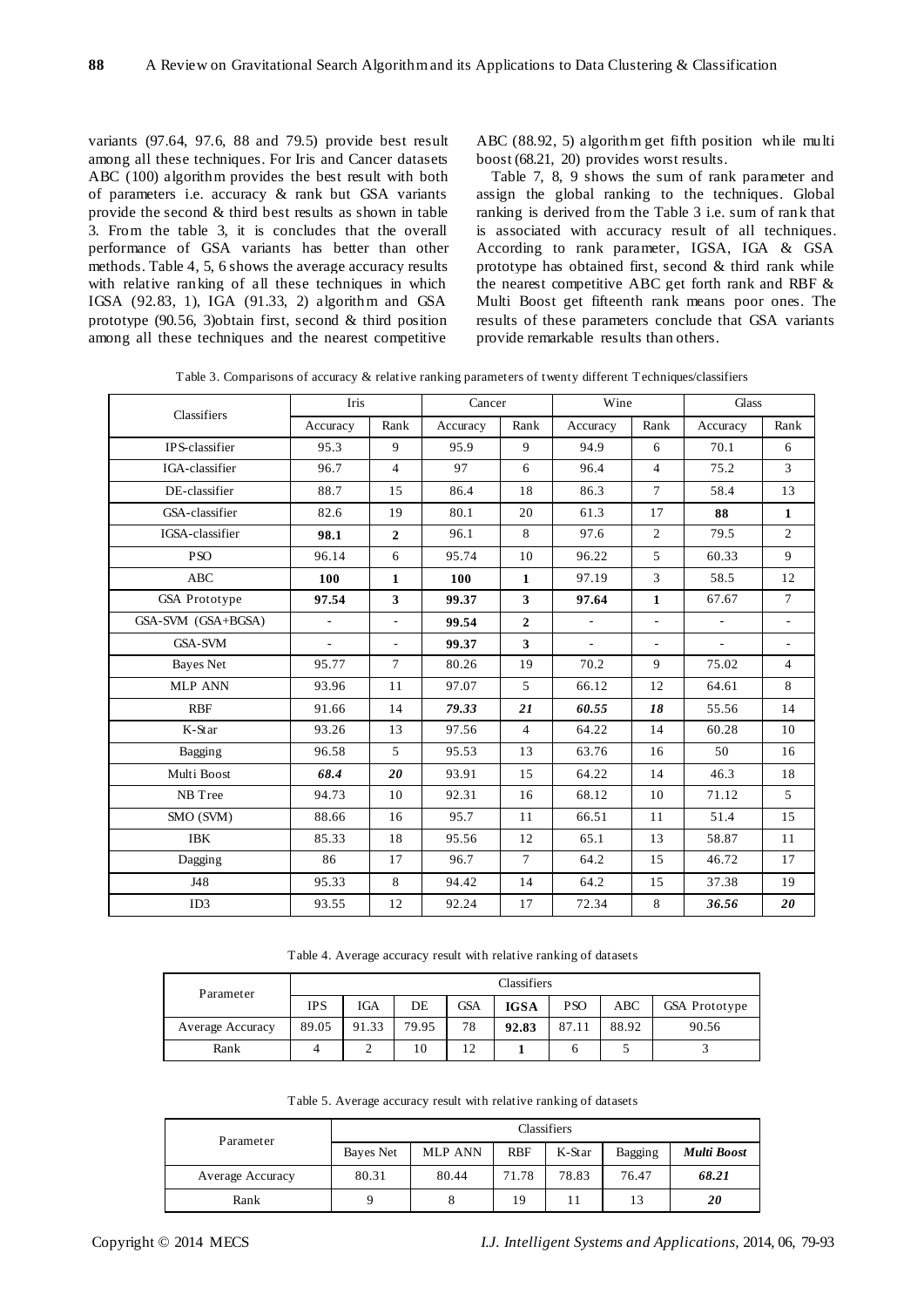variants (97.64, 97.6, 88 and 79.5) provide best result among all these techniques. For Iris and Cancer datasets ABC (100) algorithm provides the best result with both of parameters i.e. accuracy & rank but GSA variants provide the second & third best results as shown in table 3. From the table 3, it is concludes that the overall performance of GSA variants has better than other methods. Table 4, 5, 6 shows the average accuracy results with relative ranking of all these techniques in which IGSA (92.83, 1), IGA (91.33, 2) algorithm and GSA prototype (90.56, 3)obtain first, second & third position among all these techniques and the nearest competitive ABC (88.92, 5) algorithm get fifth position while multi boost (68.21, 20) provides worst results.

Table 7, 8, 9 shows the sum of rank parameter and assign the global ranking to the techniques. Global ranking is derived from the Table 3 i.e. sum of rank that is associated with accuracy result of all techniques. According to rank parameter, IGSA, IGA & GSA prototype has obtained first, second & third rank while the nearest competitive ABC get forth rank and RBF & Multi Boost get fifteenth rank means poor ones. The results of these parameters conclude that GSA variants provide remarkable results than others.

Table 3. Comparisons of accuracy & relative ranking parameters of twenty different Techniques/classifiers

| Classifiers | Iris | | Cancer | | Wine | | Glass | |
|---|---|---|---|---|---|---|---|---|
| | Accuracy | Rank | Accuracy | Rank | Accuracy | Rank | Accuracy | Rank |
| IPS-classifier | 95.3 | 9 | 95.9 | 9 | 94.9 | 6 | 70.1 | 6 |
| IGA-classifier | 96.7 | 4 | 97 | 6 | 96.4 | 4 | 75.2 | 3 |
| DE-classifier | 88.7 | 15 | 86.4 | 18 | 86.3 | 7 | 58.4 | 13 |
| GSA-classifier | 82.6 | 19 | 80.1 | 20 | 61.3 | 17 | **88** | **1** |
| IGSA-classifier | **98.1** | **2** | 96.1 | 8 | 97.6 | 2 | 79.5 | 2 |
| PSO | 96.14 | 6 | 95.74 | 10 | 96.22 | 5 | 60.33 | 9 |
| ABC | **100** | **1** | **100** | **1** | 97.19 | 3 | 58.5 | 12 |
| GSA Prototype | **97.54** | **3** | **99.37** | **3** | **97.64** | **1** | 67.67 | 7 |
| GSA-SVM (GSA+BGSA) | - | - | **99.54** | **2** | - | - | - | - |
| GSA-SVM | - | - | **99.37** | **3** | - | - | - | - |
| Bayes Net | 95.77 | 7 | 80.26 | 19 | 70.2 | 9 | 75.02 | 4 |
| MLP ANN | 93.96 | 11 | 97.07 | 5 | 66.12 | 12 | 64.61 | 8 |
| RBF | 91.66 | 14 | ***79.33*** | ***21*** | ***60.55*** | ***18*** | 55.56 | 14 |
| K-Star | 93.26 | 13 | 97.56 | 4 | 64.22 | 14 | 60.28 | 10 |
| Bagging | 96.58 | 5 | 95.53 | 13 | 63.76 | 16 | 50 | 16 |
| Multi Boost | ***68.4*** | ***20*** | 93.91 | 15 | 64.22 | 14 | 46.3 | 18 |
| NB Tree | 94.73 | 10 | 92.31 | 16 | 68.12 | 10 | 71.12 | 5 |
| SMO (SVM) | 88.66 | 16 | 95.7 | 11 | 66.51 | 11 | 51.4 | 15 |
| IBK | 85.33 | 18 | 95.56 | 12 | 65.1 | 13 | 58.87 | 11 |
| Dagging | 86 | 17 | 96.7 | 7 | 64.2 | 15 | 46.72 | 17 |
| J48 | 95.33 | 8 | 94.42 | 14 | 64.2 | 15 | 37.38 | 19 |
| ID3 | 93.55 | 12 | 92.24 | 17 | 72.34 | 8 | ***36.56*** | ***20*** |

Table 4. Average accuracy result with relative ranking of datasets

| Parameter | Classifiers | | | | | | | |
|---|---|---|---|---|---|---|---|---|
| | IPS | IGA | DE | GSA | **IGSA** | PSO | ABC | GSA Prototype |
| Average Accuracy | 89.05 | 91.33 | 79.95 | 78 | **92.83** | 87.11 | 88.92 | 90.56 |
| Rank | 4 | 2 | 10 | 12 | **1** | 6 | 5 | 3 |

Table 5. Average accuracy result with relative ranking of datasets

| Parameter | Classifiers | | | | | |
|---|---|---|---|---|---|---|
| | Bayes Net | MLP ANN | RBF | K-Star | Bagging | ***Multi Boost*** |
| Average Accuracy | 80.31 | 80.44 | 71.78 | 78.83 | 76.47 | ***68.21*** |
| Rank | 9 | 8 | 19 | 11 | 13 | ***20*** |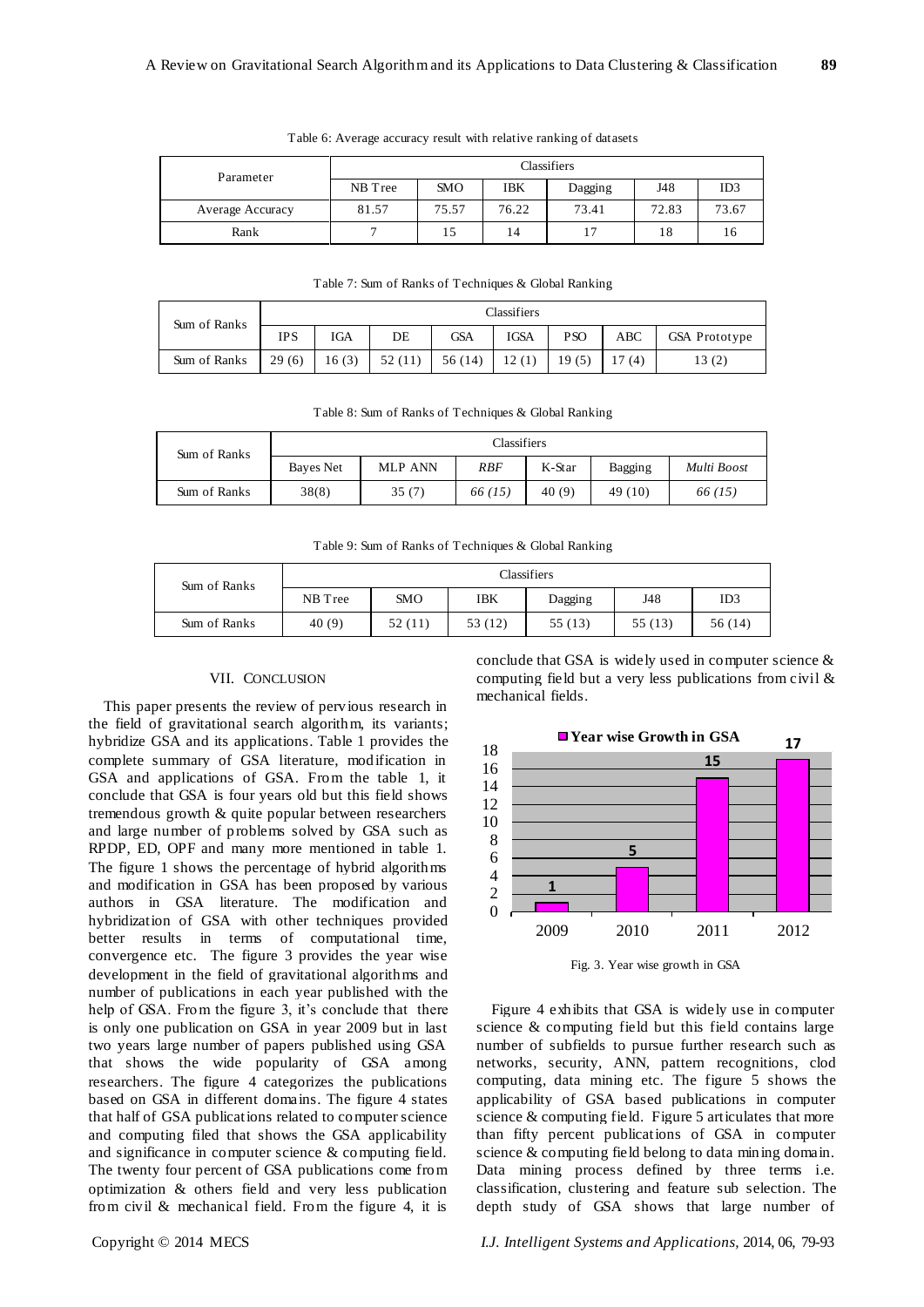Table 6: Average accuracy result with relative ranking of datasets

| Parameter | Classifiers | | | | | |
|---|---|---|---|---|---|---|
| | NB Tree | SMO | IBK | Dagging | J48 | ID3 |
| Average Accuracy | 81.57 | 75.57 | 76.22 | 73.41 | 72.83 | 73.67 |
| Rank | 7 | 15 | 14 | 17 | 18 | 16 |

Table 7: Sum of Ranks of Techniques & Global Ranking

| Sum of Ranks | Classifiers | | | | | | | |
|---|---|---|---|---|---|---|---|---|
| | IPS | IGA | DE | GSA | IGSA | PSO | ABC | GSA Prototype |
| Sum of Ranks | 29 (6) | 16 (3) | 52 (11) | 56 (14) | 12 (1) | 19 (5) | 17 (4) | 13 (2) |

Table 8: Sum of Ranks of Techniques & Global Ranking

| Sum of Ranks | Classifiers | | | | | |
|---|---|---|---|---|---|---|
| | Bayes Net | MLP ANN | *RBF* | K-Star | Bagging | *Multi Boost* |
| Sum of Ranks | 38(8) | 35 (7) | *66 (15)* | 40 (9) | 49 (10) | *66 (15)* |

Table 9: Sum of Ranks of Techniques & Global Ranking

| Sum of Ranks | Classifiers | | | | | |
|---|---|---|---|---|---|---|
| | NB Tree | SMO | IBK | Dagging | J48 | ID3 |
| Sum of Ranks | 40 (9) | 52 (11) | 53 (12) | 55 (13) | 55 (13) | 56 (14) |

## VII. Conclusion

This paper presents the review of pervious research in the field of gravitational search algorithm, its variants; hybridize GSA and its applications. Table 1 provides the complete summary of GSA literature, modification in GSA and applications of GSA. From the table 1, it conclude that GSA is four years old but this field shows tremendous growth & quite popular between researchers and large number of problems solved by GSA such as RPDP, ED, OPF and many more mentioned in table 1. The figure 1 shows the percentage of hybrid algorithms and modification in GSA has been proposed by various authors in GSA literature. The modification and hybridization of GSA with other techniques provided better results in terms of computational time, convergence etc. The figure 3 provides the year wise development in the field of gravitational algorithms and number of publications in each year published with the help of GSA. From the figure 3, it's conclude that there is only one publication on GSA in year 2009 but in last two years large number of papers published using GSA that shows the wide popularity of GSA among researchers. The figure 4 categorizes the publications based on GSA in different domains. The figure 4 states that half of GSA publications related to computer science and computing filed that shows the GSA applicability and significance in computer science & computing field. The twenty four percent of GSA publications come from optimization & others field and very less publication from civil & mechanical field. From the figure 4, it is conclude that GSA is widely used in computer science & computing field but a very less publications from civil & mechanical fields.

| Year | Year wise Growth in GSA |
|---|---|
| 2009 | 1 |
| 2010 | 5 |
| 2011 | 15 |
| 2012 | 17 |

Fig. 3. Year wise growth in GSA

Figure 4 exhibits that GSA is widely use in computer science & computing field but this field contains large number of subfields to pursue further research such as networks, security, ANN, pattern recognitions, clod computing, data mining etc. The figure 5 shows the applicability of GSA based publications in computer science & computing field. Figure 5 articulates that more than fifty percent publications of GSA in computer science & computing field belong to data mining domain. Data mining process defined by three terms i.e. classification, clustering and feature sub selection. The depth study of GSA shows that large number of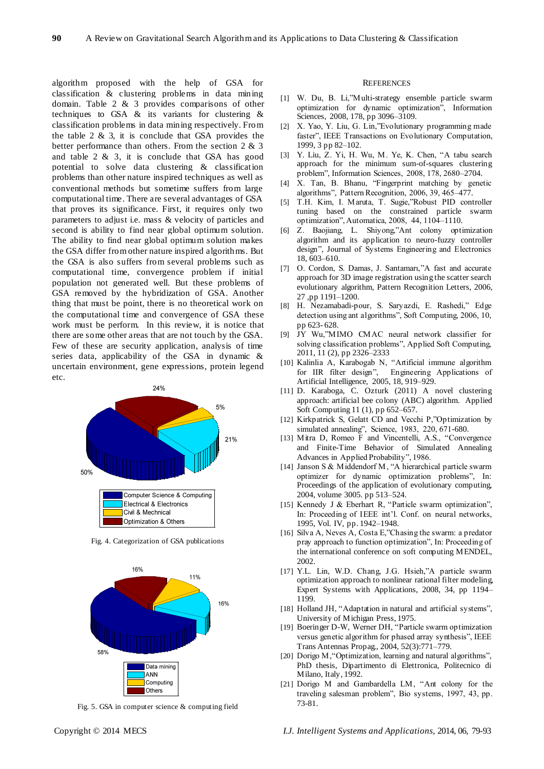algorithm proposed with the help of GSA for classification & clustering problems in data mining domain. Table 2 & 3 provides comparisons of other techniques to GSA & its variants for clustering & classification problems in data mining respectively. From the table 2 & 3, it is conclude that GSA provides the better performance than others. From the section 2 & 3 and table 2 & 3, it is conclude that GSA has good potential to solve data clustering & classification problems than other nature inspired techniques as well as conventional methods but sometime suffers from large computational time. There are several advantages of GSA that proves its significance. First, it requires only two parameters to adjust i.e. mass & velocity of particles and second is ability to find near global optimum solution. The ability to find near global optimum solution makes the GSA differ from other nature inspired algorithms. But the GSA is also suffers from several problems such as computational time, convergence problem if initial population not generated well. But these problems of GSA removed by the hybridization of GSA. Another thing that must be point, there is no theoretical work on the computational time and convergence of GSA these work must be perform. In this review, it is notice that there are some other areas that are not touch by the GSA. Few of these are security application, analysis of time series data, applicability of the GSA in dynamic & uncertain environment, gene expressions, protein legend etc.

Fig. 4. Categorization of GSA publications

Fig. 5. GSA in computer science & computing field

## REFERENCES

[1] W. Du, B. Li,"Multi-strategy ensemble particle swarm optimization for dynamic optimization", Information Sciences, 2008, 178, pp 3096–3109.

[2] X. Yao, Y. Liu, G. Lin,"Evolutionary programming made faster", IEEE Transactions on Evolutionary Computation, 1999, 3 pp 82–102.

[3] Y. Liu, Z. Yi, H. Wu, M. Ye, K. Chen, "A tabu search approach for the minimum sum-of-squares clustering problem", Information Sciences, 2008, 178, 2680–2704.

[4] X. Tan, B. Bhanu, "Fingerprint matching by genetic algorithms", Pattern Recognition, 2006, 39, 465–477.

[5] T.H. Kim, I. Maruta, T. Sugie,"Robust PID controller tuning based on the constrained particle swarm optimization", Automatica, 2008, 44, 1104–1110.

[6] Z. Baojiang, L. Shiyong,"Ant colony optimization algorithm and its application to neuro-fuzzy controller design", Journal of Systems Engineering and Electronics 18, 603–610.

[7] O. Cordon, S. Damas, J. Santamarı,"A fast and accurate approach for 3D image registration using the scatter search evolutionary algorithm, Pattern Recognition Letters, 2006, 27 ,pp 1191–1200.

[8] H. Nezamabadi-pour, S. Saryazdi, E. Rashedi," Edge detection using ant algorithms", Soft Computing, 2006, 10, pp 623- 628.

[9] JY Wu,"MIMO CMAC neural network classifier for solving classification problems", Applied Soft Computing, 2011, 11 (2), pp 2326–2333

[10] Kalinlia A, Karabogab N, "Artificial immune algorithm for IIR filter design", Engineering Applications of Artificial Intelligence, 2005, 18, 919–929.

[11] D. Karaboga, C. Ozturk (2011) A novel clustering approach: artificial bee colony (ABC) algorithm. Applied Soft Computing 11 (1), pp 652–657.

[12] Kirkpatrick S, Gelatt CD and Vecchi P,"Optimization by simulated annealing", Science, 1983, 220, 671-680.

[13] Mitra D, Romeo F and Vincentelli, A.S., "Convergence and Finite-Time Behavior of Simulated Annealing Advances in Applied Probability", 1986.

[14] Janson S & Middendorf M, "A hierarchical particle swarm optimizer for dynamic optimization problems", In: Proceedings of the application of evolutionary computing, 2004, volume 3005. pp 513–524.

[15] Kennedy J & Eberhart R, "Particle swarm optimization", In: Proceeding of IEEE int'l. Conf. on neural networks, 1995, Vol. IV, pp. 1942–1948.

[16] Silva A, Neves A, Costa E,"Chasing the swarm: a predator pray approach to function optimization", In: Proceeding of the international conference on soft computing MENDEL, 2002.

[17] Y.L. Lin, W.D. Chang, J.G. Hsieh,"A particle swarm optimization approach to nonlinear rational filter modeling, Expert Systems with Applications, 2008, 34, pp 1194–1199.

[18] Holland JH, "Adaptation in natural and artificial systems", University of Michigan Press, 1975.

[19] Boeringer D-W, Werner DH, "Particle swarm optimization versus genetic algorithm for phased array synthesis", IEEE Trans Antennas Propag., 2004, 52(3):771–779.

[20] Dorigo M,"Optimization, learning and natural algorithms", PhD thesis, Dipartimento di Elettronica, Politecnico di Milano, Italy, 1992.

[21] Dorigo M and Gambardella LM, "Ant colony for the traveling salesman problem", Bio systems, 1997, 43, pp. 73-81.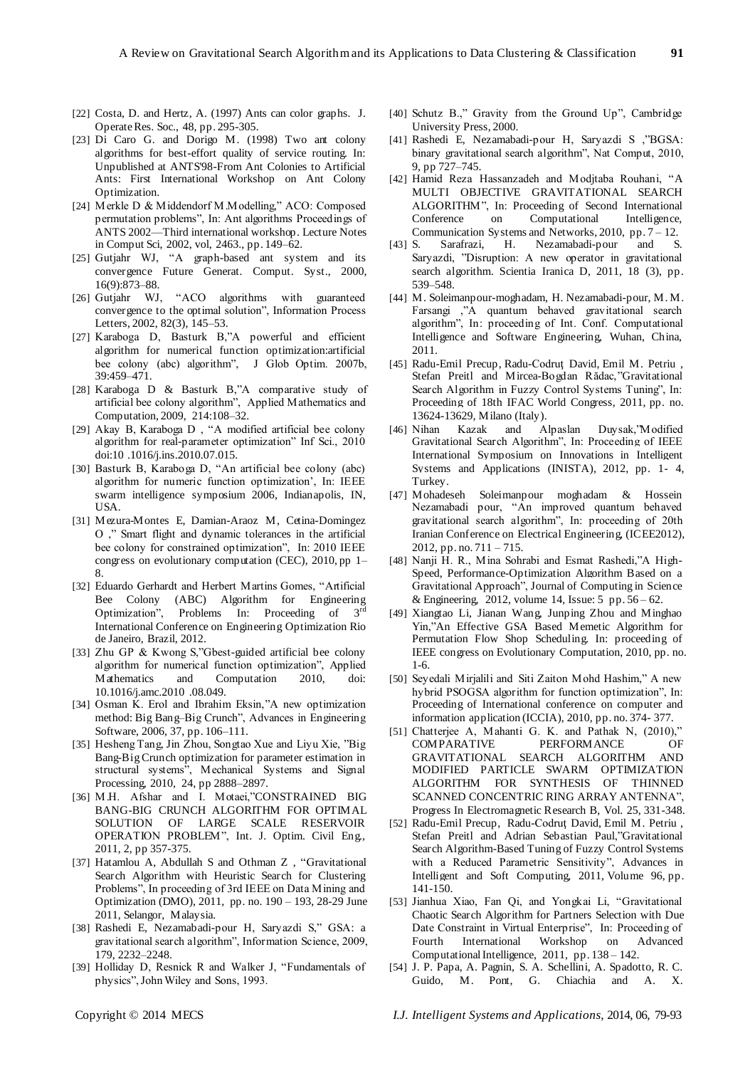[22] Costa, D. and Hertz, A. (1997) Ants can color graphs. J. Operate Res. Soc., 48, pp. 295-305.

[23] Di Caro G. and Dorigo M. (1998) Two ant colony algorithms for best-effort quality of service routing. In: Unpublished at ANTS'98-From Ant Colonies to Artificial Ants: First International Workshop on Ant Colony Optimization.

[24] Merkle D & Middendorf M.Modelling," ACO: Composed permutation problems", In: Ant algorithms Proceedings of ANTS 2002—Third international workshop. Lecture Notes in Comput Sci, 2002, vol, 2463., pp. 149–62.

[25] Gutjahr WJ, "A graph-based ant system and its convergence Future Generat. Comput. Syst., 2000, 16(9):873–88.

[26] Gutjahr WJ, "ACO algorithms with guaranteed convergence to the optimal solution", Information Process Letters, 2002, 82(3), 145–53.

[27] Karaboga D, Basturk B,"A powerful and efficient algorithm for numerical function optimization:artificial bee colony (abc) algorithm", J Glob Optim. 2007b, 39:459–471.

[28] Karaboga D & Basturk B,"A comparative study of artificial bee colony algorithm", Applied Mathematics and Computation, 2009, 214:108–32.

[29] Akay B, Karaboga D , "A modified artificial bee colony algorithm for real-parameter optimization" Inf Sci., 2010 doi:10 .1016/j.ins.2010.07.015.

[30] Basturk B, Karaboga D, "An artificial bee colony (abc) algorithm for numeric function optimization', In: IEEE swarm intelligence symposium 2006, Indianapolis, IN, USA.

[31] Mezura-Montes E, Damian-Araoz M, Cetina-Domingez O ," Smart flight and dynamic tolerances in the artificial bee colony for constrained optimization", In: 2010 IEEE congress on evolutionary computation (CEC), 2010, pp 1–8.

[32] Eduardo Gerhardt and Herbert Martins Gomes, "Artificial Bee Colony (ABC) Algorithm for Engineering Optimization", Problems In: Proceeding of 3[rd] International Conference on Engineering Optimization Rio de Janeiro, Brazil, 2012.

[33] Zhu GP & Kwong S,"Gbest-guided artificial bee colony algorithm for numerical function optimization", Applied Mathematics and Computation 2010, doi: 10.1016/j.amc.2010 .08.049.

[34] Osman K. Erol and Ibrahim Eksin,"A new optimization method: Big Bang–Big Crunch", Advances in Engineering Software, 2006, 37, pp. 106–111.

[35] Hesheng Tang, Jin Zhou, Songtao Xue and Liyu Xie, "Big Bang-Big Crunch optimization for parameter estimation in structural systems", Mechanical Systems and Signal Processing, 2010, 24, pp 2888–2897.

[36] M.H. Afshar and I. Motaei,"CONSTRAINED BIG BANG-BIG CRUNCH ALGORITHM FOR OPTIMAL SOLUTION OF LARGE SCALE RESERVOIR OPERATION PROBLEM", Int. J. Optim. Civil Eng., 2011, 2, pp 357-375.

[37] Hatamlou A, Abdullah S and Othman Z , "Gravitational Search Algorithm with Heuristic Search for Clustering Problems", In proceeding of 3rd IEEE on Data Mining and Optimization (DMO), 2011, pp. no. 190 – 193, 28-29 June 2011, Selangor, Malaysia.

[38] Rashedi E, Nezamabadi-pour H, Saryazdi S," GSA: a gravitational search algorithm", Information Science, 2009, 179, 2232–2248.

[39] Holliday D, Resnick R and Walker J, "Fundamentals of physics", John Wiley and Sons, 1993.

[40] Schutz B.," Gravity from the Ground Up", Cambridge University Press, 2000.

[41] Rashedi E, Nezamabadi-pour H, Saryazdi S ,"BGSA: binary gravitational search algorithm", Nat Comput, 2010, 9, pp 727–745.

[42] Hamid Reza Hassanzadeh and Modjtaba Rouhani, "A MULTI OBJECTIVE GRAVITATIONAL SEARCH ALGORITHM", In: Proceeding of Second International Conference on Computational Intelligence, Communication Systems and Networks, 2010, pp. 7 – 12.

[43] S. Sarafrazi, H. Nezamabadi-pour and S. Saryazdi, "Disruption: A new operator in gravitational search algorithm. Scientia Iranica D, 2011, 18 (3), pp. 539–548.

[44] M. Soleimanpour-moghadam, H. Nezamabadi-pour, M.M. Farsangi ,"A quantum behaved gravitational search algorithm", In: proceeding of Int. Conf. Computational Intelligence and Software Engineering, Wuhan, China, 2011.

[45] Radu-Emil Precup, Radu-Codruţ David, Emil M. Petriu , Stefan Preitl and Mircea-Bogdan Rădac,"Gravitational Search Algorithm in Fuzzy Control Systems Tuning", In: Proceeding of 18th IFAC World Congress, 2011, pp. no. 13624-13629, Milano (Italy).

[46] Nihan Kazak and Alpaslan Duysak,"Modified Gravitational Search Algorithm", In: Proceeding of IEEE International Symposium on Innovations in Intelligent Systems and Applications (INISTA), 2012, pp. 1- 4, Turkey.

[47] Mohadeseh Soleimanpour moghadam & Hossein Nezamabadi pour, "An improved quantum behaved gravitational search algorithm", In: proceeding of 20th Iranian Conference on Electrical Engineering, (ICEE2012), 2012, pp. no. 711 – 715.

[48] Nanji H. R., Mina Sohrabi and Esmat Rashedi,"A High-Speed, Performance-Optimization Algorithm Based on a Gravitational Approach", Journal of Computing in Science & Engineering, 2012, volume 14, Issue: 5 pp. 56 – 62.

[49] Xiangtao Li, Jianan Wang, Junping Zhou and Minghao Yin,"An Effective GSA Based Memetic Algorithm for Permutation Flow Shop Scheduling. In: proceeding of IEEE congress on Evolutionary Computation, 2010, pp. no. 1-6.

[50] Seyedali Mirjalili and Siti Zaiton Mohd Hashim," A new hybrid PSOGSA algorithm for function optimization", In: Proceeding of International conference on computer and information application (ICCIA), 2010, pp. no. 374- 377.

[51] Chatterjee A, Mahanti G. K. and Pathak N, (2010)," COMPARATIVE PERFORMANCE OF GRAVITATIONAL SEARCH ALGORITHM AND MODIFIED PARTICLE SWARM OPTIMIZATION ALGORITHM FOR SYNTHESIS OF THINNED SCANNED CONCENTRIC RING ARRAY ANTENNA", Progress In Electromagnetic Research B, Vol. 25, 331-348.

[52] Radu-Emil Precup, Radu-Codruţ David, Emil M. Petriu , Stefan Preitl and Adrian Sebastian Paul,"Gravitational Search Algorithm-Based Tuning of Fuzzy Control Systems with a Reduced Parametric Sensitivity", Advances in Intelligent and Soft Computing, 2011, Volume 96, pp. 141-150.

[53] Jianhua Xiao, Fan Qi, and Yongkai Li, "Gravitational Chaotic Search Algorithm for Partners Selection with Due Date Constraint in Virtual Enterprise", In: Proceeding of Fourth International Workshop on Advanced Computational Intelligence, 2011, pp. 138 – 142.

[54] J. P. Papa, A. Pagnin, S. A. Schellini, A. Spadotto, R. C. Guido, M. Pont, G. Chiachia and A. X.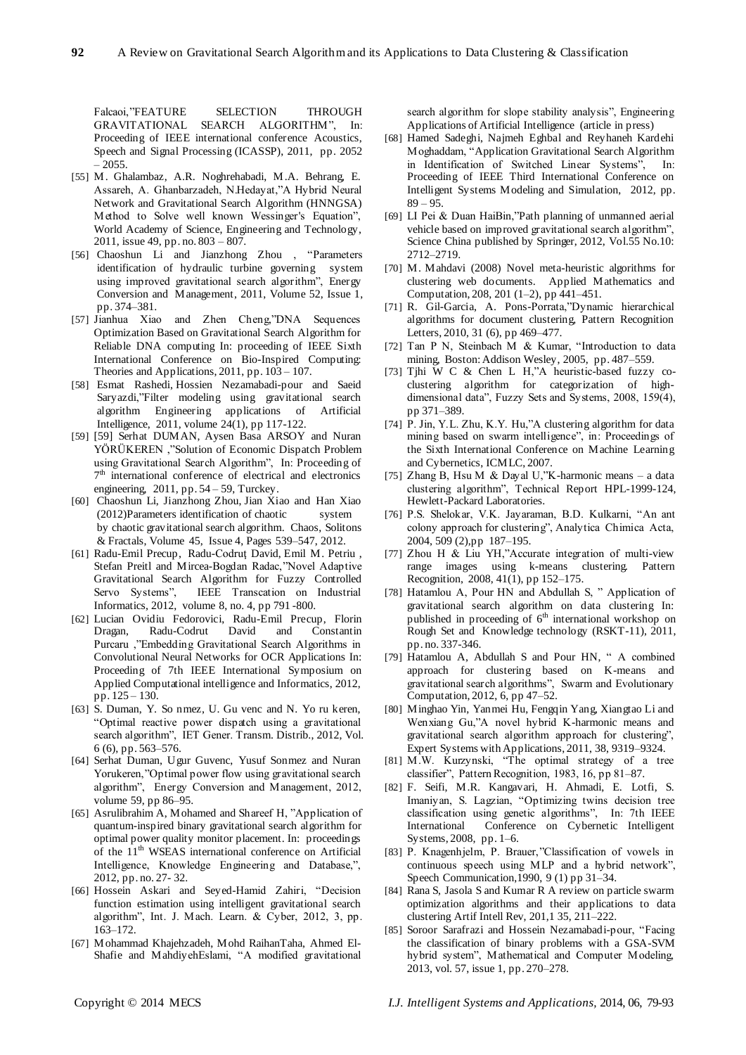Falcaoi,"FEATURE SELECTION THROUGH GRAVITATIONAL SEARCH ALGORITHM", In: Proceeding of IEEE international conference Acoustics, Speech and Signal Processing (ICASSP), 2011, pp. 2052 – 2055.

[55] M. Ghalambaz, A.R. Noghrehabadi, M.A. Behrang, E. Assareh, A. Ghanbarzadeh, N.Hedayat,"A Hybrid Neural Network and Gravitational Search Algorithm (HNNGSA) Method to Solve well known Wessinger's Equation", World Academy of Science, Engineering and Technology, 2011, issue 49, pp. no. 803 – 807.

[56] Chaoshun Li and Jianzhong Zhou , "Parameters identification of hydraulic turbine governing system using improved gravitational search algorithm", Energy Conversion and Management, 2011, Volume 52, Issue 1, pp. 374–381.

[57] Jianhua Xiao and Zhen Cheng,"DNA Sequences Optimization Based on Gravitational Search Algorithm for Reliable DNA computing In: proceeding of IEEE Sixth International Conference on Bio-Inspired Computing: Theories and Applications, 2011, pp. 103 – 107.

[58] Esmat Rashedi, Hossien Nezamabadi-pour and Saeid Saryazdi,"Filter modeling using gravitational search algorithm Engineering applications of Artificial Intelligence, 2011, volume 24(1), pp 117-122.

[59] [59] Serhat DUMAN, Aysen Basa ARSOY and Nuran YÖRÜKEREN ,"Solution of Economic Dispatch Problem using Gravitational Search Algorithm", In: Proceeding of 7th international conference of electrical and electronics engineering, 2011, pp. 54 – 59, Turckey.

[60] Chaoshun Li, Jianzhong Zhou, Jian Xiao and Han Xiao (2012)Parameters identification of chaotic system by chaotic gravitational search algorithm. Chaos, Solitons & Fractals, Volume 45, Issue 4, Pages 539–547, 2012.

[61] Radu-Emil Precup, Radu-Codruţ David, Emil M. Petriu , Stefan Preitl and Mircea-Bogdan Radac,"Novel Adaptive Gravitational Search Algorithm for Fuzzy Controlled Servo Systems", IEEE Transcation on Industrial Informatics, 2012, volume 8, no. 4, pp 791 -800.

[62] Lucian Ovidiu Fedorovici, Radu-Emil Precup, Florin Dragan, Radu-Codrut David and Constantin Purcaru ,"Embedding Gravitational Search Algorithms in Convolutional Neural Networks for OCR Applications In: Proceeding of 7th IEEE International Symposium on Applied Computational intelligence and Informatics, 2012, pp. 125 – 130.

[63] S. Duman, Y. So nmez, U. Gu venc and N. Yo ru keren, "Optimal reactive power dispatch using a gravitational search algorithm", IET Gener. Transm. Distrib., 2012, Vol. 6 (6), pp. 563–576.

[64] Serhat Duman, Ugur Guvenc, Yusuf Sonmez and Nuran Yorukeren,"Optimal power flow using gravitational search algorithm", Energy Conversion and Management, 2012, volume 59, pp 86–95.

[65] Asrulibrahim A, Mohamed and Shareef H, "Application of quantum-inspired binary gravitational search algorithm for optimal power quality monitor placement. In: proceedings of the 11th WSEAS international conference on Artificial Intelligence, Knowledge Engineering and Database,", 2012, pp. no. 27- 32.

[66] Hossein Askari and Seyed-Hamid Zahiri, "Decision function estimation using intelligent gravitational search algorithm", Int. J. Mach. Learn. & Cyber, 2012, 3, pp. 163–172.

[67] Mohammad Khajehzadeh, Mohd RaihanTaha, Ahmed El-Shafie and MahdiyehEslami, "A modified gravitational search algorithm for slope stability analysis", Engineering Applications of Artificial Intelligence (article in press)

[68] Hamed Sadeghi, Najmeh Eghbal and Reyhaneh Kardehi Moghaddam, "Application Gravitational Search Algorithm in Identification of Switched Linear Systems", In: Proceeding of IEEE Third International Conference on Intelligent Systems Modeling and Simulation, 2012, pp. 89 – 95.

[69] LI Pei & Duan HaiBin,"Path planning of unmanned aerial vehicle based on improved gravitational search algorithm", Science China published by Springer, 2012, Vol.55 No.10: 2712–2719.

[70] M. Mahdavi (2008) Novel meta-heuristic algorithms for clustering web documents. Applied Mathematics and Computation, 208, 201 (1–2), pp 441–451.

[71] R. Gil-Garcia, A. Pons-Porrata,"Dynamic hierarchical algorithms for document clustering, Pattern Recognition Letters, 2010, 31 (6), pp 469–477.

[72] Tan P N, Steinbach M & Kumar, "Introduction to data mining, Boston: Addison Wesley, 2005, pp. 487–559.

[73] Tjhi W C & Chen L H,"A heuristic-based fuzzy co-clustering algorithm for categorization of high-dimensional data", Fuzzy Sets and Systems, 2008, 159(4), pp 371–389.

[74] P. Jin, Y.L. Zhu, K.Y. Hu,"A clustering algorithm for data mining based on swarm intelligence", in: Proceedings of the Sixth International Conference on Machine Learning and Cybernetics, ICMLC, 2007.

[75] Zhang B, Hsu M & Dayal U,"K-harmonic means – a data clustering algorithm", Technical Report HPL-1999-124, Hewlett-Packard Laboratories.

[76] P.S. Shelokar, V.K. Jayaraman, B.D. Kulkarni, "An ant colony approach for clustering", Analytica Chimica Acta, 2004, 509 (2),pp 187–195.

[77] Zhou H & Liu YH,"Accurate integration of multi-view range images using k-means clustering. Pattern Recognition, 2008, 41(1), pp 152–175.

[78] Hatamlou A, Pour HN and Abdullah S, " Application of gravitational search algorithm on data clustering In: published in proceeding of 6th international workshop on Rough Set and Knowledge technology (RSKT-11), 2011, pp. no. 337-346.

[79] Hatamlou A, Abdullah S and Pour HN, " A combined approach for clustering based on K-means and gravitational search algorithms", Swarm and Evolutionary Computation, 2012, 6, pp 47–52.

[80] Minghao Yin, Yanmei Hu, Fengqin Yang, Xiangtao Li and Wenxiang Gu,"A novel hybrid K-harmonic means and gravitational search algorithm approach for clustering", Expert Systems with Applications, 2011, 38, 9319–9324.

[81] M.W. Kurzynski, "The optimal strategy of a tree classifier", Pattern Recognition, 1983, 16, pp 81–87.

[82] F. Seifi, M.R. Kangavari, H. Ahmadi, E. Lotfi, S. Imaniyan, S. Lagzian, "Optimizing twins decision tree classification using genetic algorithms", In: 7th IEEE International Conference on Cybernetic Intelligent Systems, 2008, pp. 1–6.

[83] P. Knagenhjelm, P. Brauer,"Classification of vowels in continuous speech using MLP and a hybrid network", Speech Communication,1990, 9 (1) pp 31–34.

[84] Rana S, Jasola S and Kumar R A review on particle swarm optimization algorithms and their applications to data clustering Artif Intell Rev, 201,1 35, 211–222.

[85] Soroor Sarafrazi and Hossein Nezamabadi-pour, "Facing the classification of binary problems with a GSA-SVM hybrid system", Mathematical and Computer Modeling, 2013, vol. 57, issue 1, pp. 270–278.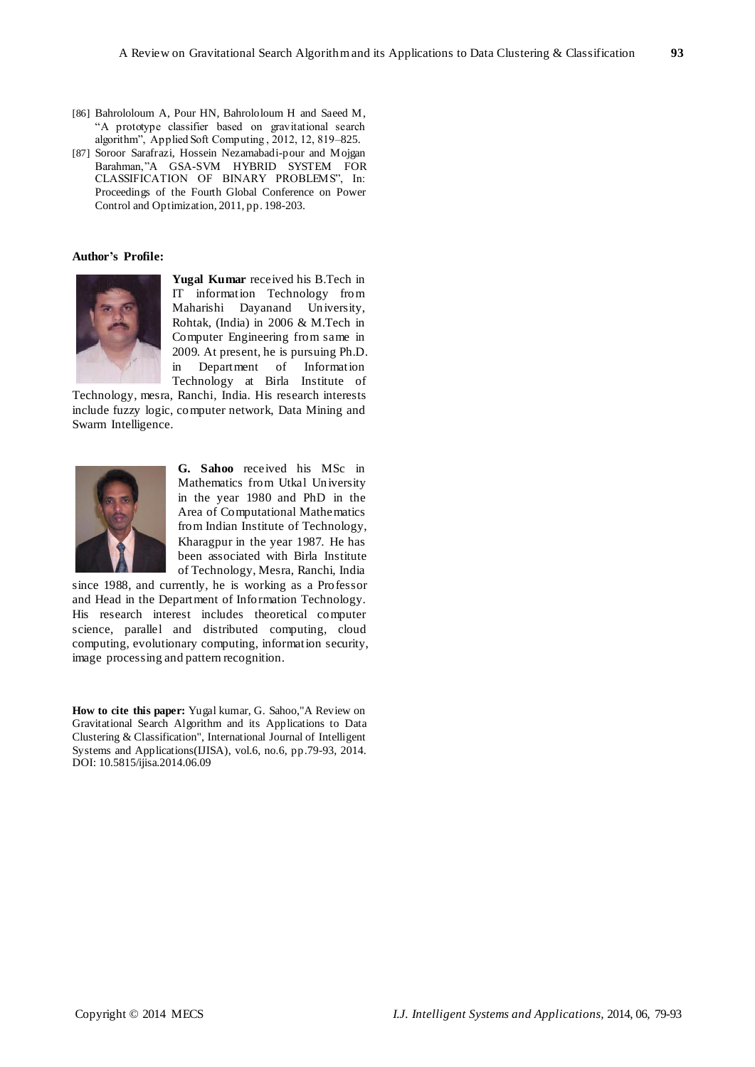[86] Bahrololoum A, Pour HN, Bahrololoum H and Saeed M, "A prototype classifier based on gravitational search algorithm", Applied Soft Computing, 2012, 12, 819–825.

[87] Soroor Sarafrazi, Hossein Nezamabadi-pour and Mojgan Barahman,"A GSA-SVM HYBRID SYSTEM FOR CLASSIFICATION OF BINARY PROBLEMS", In: Proceedings of the Fourth Global Conference on Power Control and Optimization, 2011, pp. 198-203.

**Author's Profile:**

**Yugal Kumar** received his B.Tech in IT information Technology from Maharishi Dayanand University, Rohtak, (India) in 2006 & M.Tech in Computer Engineering from same in 2009. At present, he is pursuing Ph.D. in Department of Information Technology at Birla Institute of Technology, mesra, Ranchi, India. His research interests include fuzzy logic, computer network, Data Mining and Swarm Intelligence.

**G. Sahoo** received his MSc in Mathematics from Utkal University in the year 1980 and PhD in the Area of Computational Mathematics from Indian Institute of Technology, Kharagpur in the year 1987. He has been associated with Birla Institute of Technology, Mesra, Ranchi, India since 1988, and currently, he is working as a Professor and Head in the Department of Information Technology. His research interest includes theoretical computer science, parallel and distributed computing, cloud computing, evolutionary computing, information security, image processing and pattern recognition.

**How to cite this paper:** Yugal kumar, G. Sahoo,"A Review on Gravitational Search Algorithm and its Applications to Data Clustering & Classification", International Journal of Intelligent Systems and Applications(IJISA), vol.6, no.6, pp.79-93, 2014. DOI: 10.5815/ijisa.2014.06.09